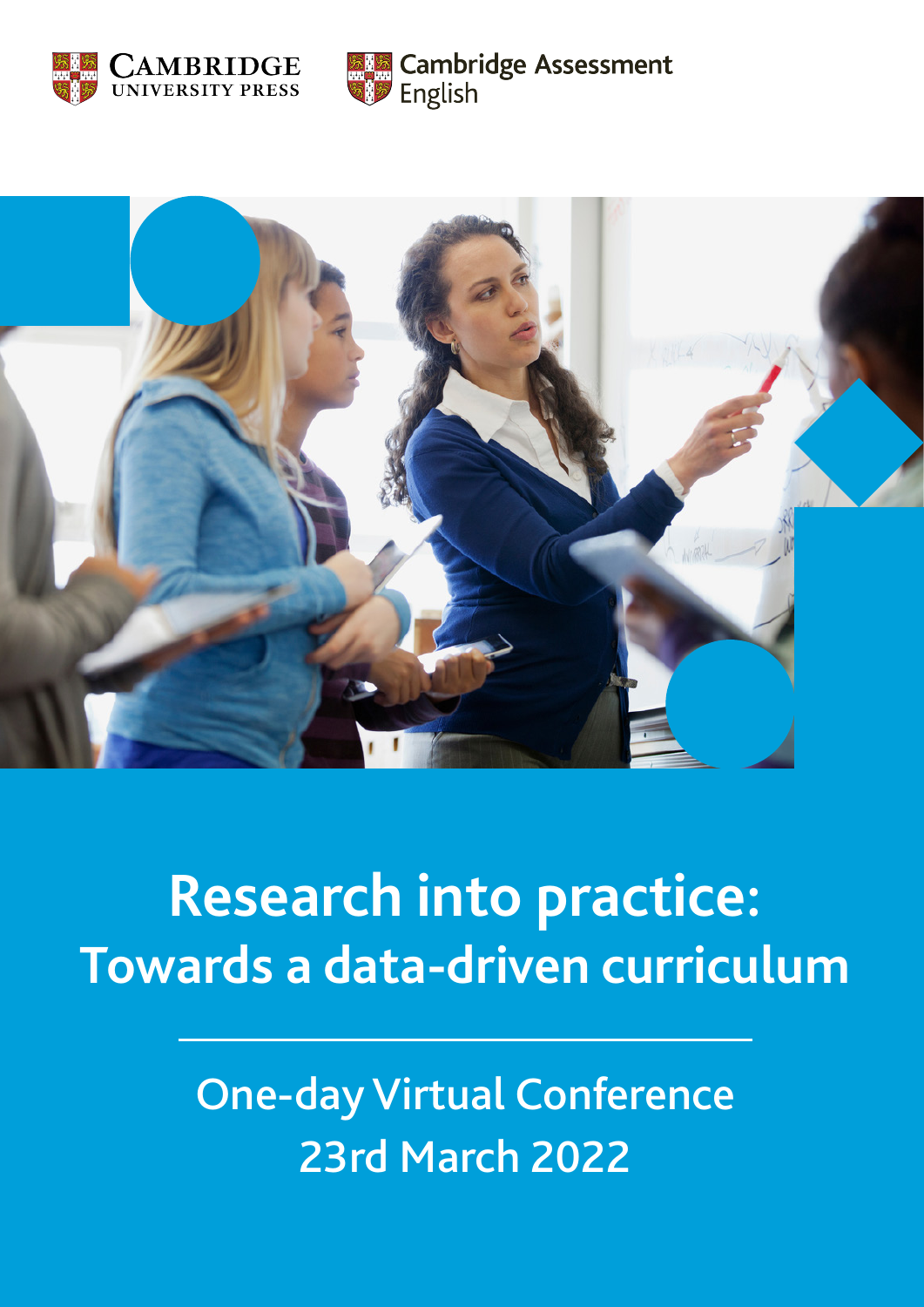Cambridge University Press

Cambridge Assessment English

# Research into practice: Towards a data-driven curriculum

One-day Virtual Conference
23rd March 2022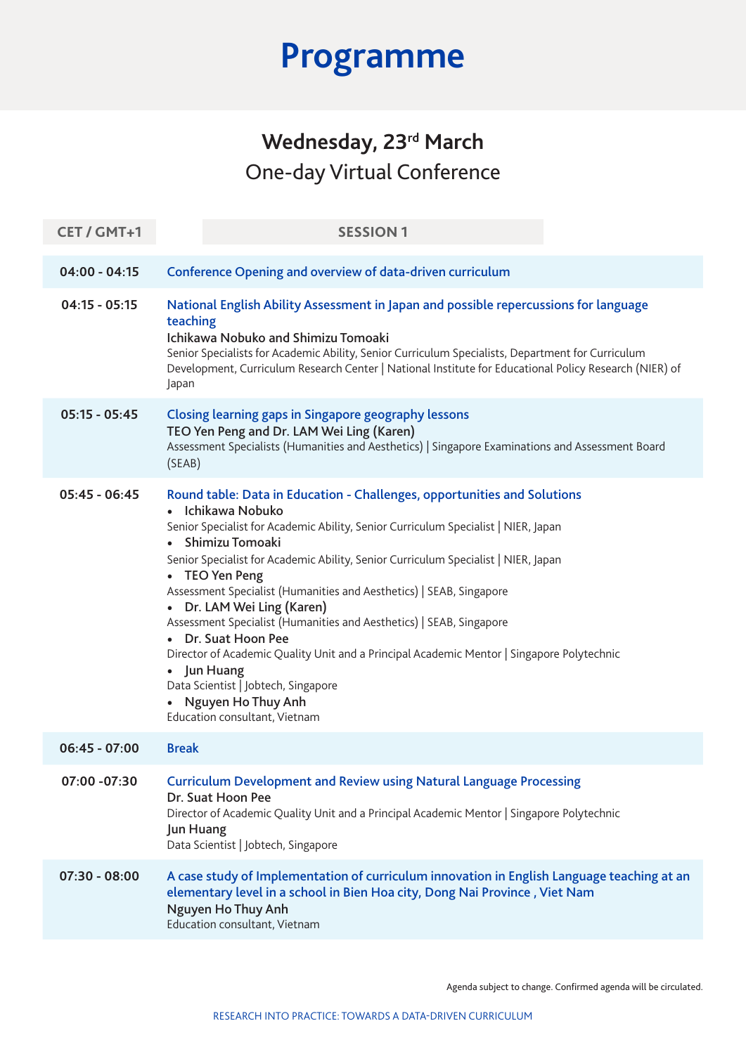# Programme

## Wednesday, 23rd March

One-day Virtual Conference

| CET / GMT+1 | SESSION 1 |
|---|---|
| 04:00 - 04:15 | Conference Opening and overview of data-driven curriculum |
| 04:15 - 05:15 | National English Ability Assessment in Japan and possible repercussions for language teaching<br>**Ichikawa Nobuko and Shimizu Tomoaki**<br>Senior Specialists for Academic Ability, Senior Curriculum Specialists, Department for Curriculum Development, Curriculum Research Center \| National Institute for Educational Policy Research (NIER) of Japan |
| 05:15 - 05:45 | Closing learning gaps in Singapore geography lessons<br>**TEO Yen Peng and Dr. LAM Wei Ling (Karen)**<br>Assessment Specialists (Humanities and Aesthetics) \| Singapore Examinations and Assessment Board (SEAB) |
| 05:45 - 06:45 | Round table: Data in Education - Challenges, opportunities and Solutions<br>• **Ichikawa Nobuko**<br>Senior Specialist for Academic Ability, Senior Curriculum Specialist \| NIER, Japan<br>• **Shimizu Tomoaki**<br>Senior Specialist for Academic Ability, Senior Curriculum Specialist \| NIER, Japan<br>• **TEO Yen Peng**<br>Assessment Specialist (Humanities and Aesthetics) \| SEAB, Singapore<br>• **Dr. LAM Wei Ling (Karen)**<br>Assessment Specialist (Humanities and Aesthetics) \| SEAB, Singapore<br>• **Dr. Suat Hoon Pee**<br>Director of Academic Quality Unit and a Principal Academic Mentor \| Singapore Polytechnic<br>• **Jun Huang**<br>Data Scientist \| Jobtech, Singapore<br>• **Nguyen Ho Thuy Anh**<br>Education consultant, Vietnam |
| 06:45 - 07:00 | Break |
| 07:00 -07:30 | Curriculum Development and Review using Natural Language Processing<br>**Dr. Suat Hoon Pee**<br>Director of Academic Quality Unit and a Principal Academic Mentor \| Singapore Polytechnic<br>**Jun Huang**<br>Data Scientist \| Jobtech, Singapore |
| 07:30 - 08:00 | A case study of Implementation of curriculum innovation in English Language teaching at an elementary level in a school in Bien Hoa city, Dong Nai Province , Viet Nam<br>**Nguyen Ho Thuy Anh**<br>Education consultant, Vietnam |

Agenda subject to change. Confirmed agenda will be circulated.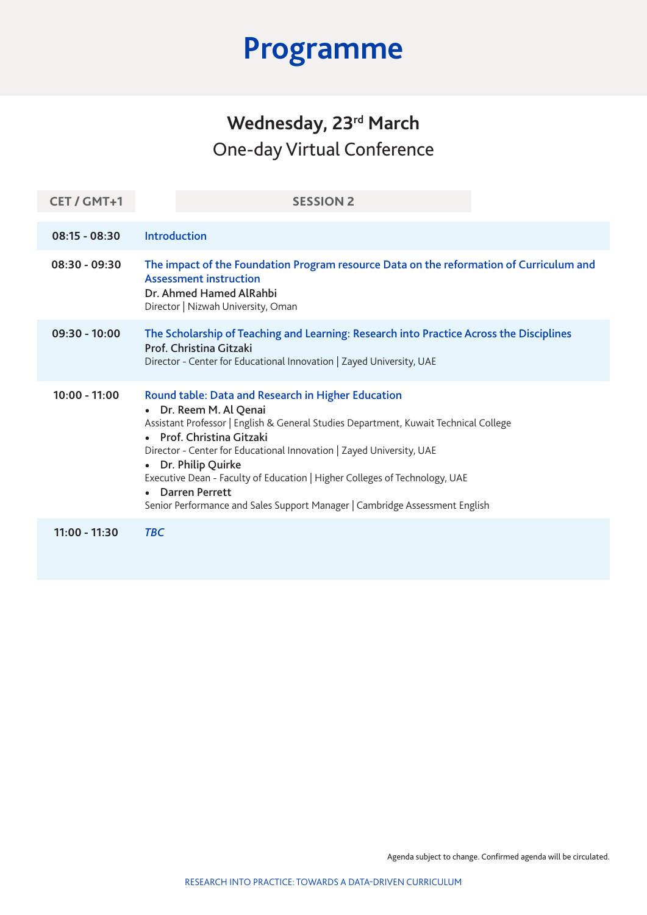# Programme

## Wednesday, 23rd March

One-day Virtual Conference

| CET / GMT+1 | SESSION 2 |
|---|---|
| 08:15 - 08:30 | Introduction |
| 08:30 - 09:30 | The impact of the Foundation Program resource Data on the reformation of Curriculum and Assessment instruction<br>**Dr. Ahmed Hamed AlRahbi**<br>Director \| Nizwah University, Oman |
| 09:30 - 10:00 | The Scholarship of Teaching and Learning: Research into Practice Across the Disciplines<br>**Prof. Christina Gitzaki**<br>Director - Center for Educational Innovation \| Zayed University, UAE |
| 10:00 - 11:00 | Round table: Data and Research in Higher Education<br>• **Dr. Reem M. Al Qenai**<br>Assistant Professor \| English & General Studies Department, Kuwait Technical College<br>• **Prof. Christina Gitzaki**<br>Director - Center for Educational Innovation \| Zayed University, UAE<br>• **Dr. Philip Quirke**<br>Executive Dean - Faculty of Education \| Higher Colleges of Technology, UAE<br>• **Darren Perrett**<br>Senior Performance and Sales Support Manager \| Cambridge Assessment English |
| 11:00 - 11:30 | *TBC* |

Agenda subject to change. Confirmed agenda will be circulated.

RESEARCH INTO PRACTICE: TOWARDS A DATA-DRIVEN CURRICULUM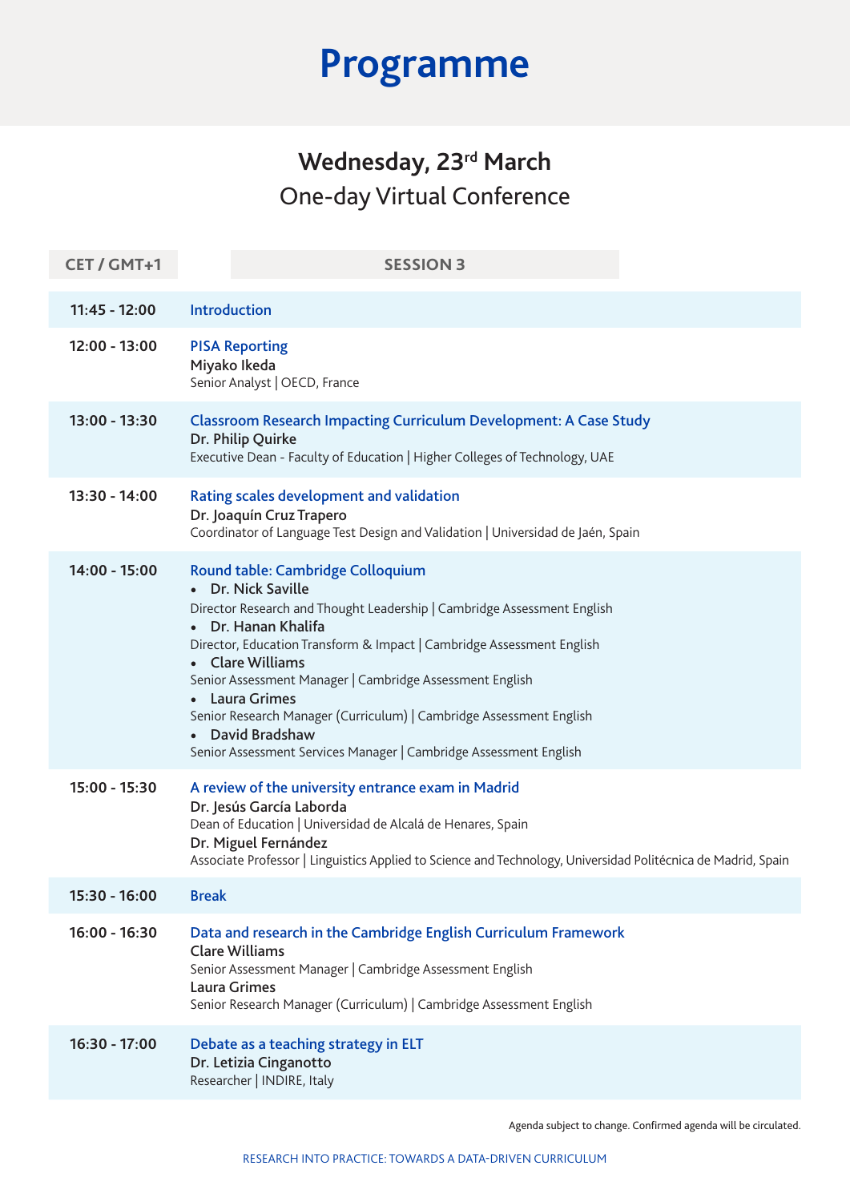# Programme

## Wednesday, 23rd March

One-day Virtual Conference

| CET / GMT+1 | SESSION 3 |
|---|---|
| 11:45 - 12:00 | Introduction |
| 12:00 - 13:00 | PISA Reporting<br>**Miyako Ikeda**<br>Senior Analyst \| OECD, France |
| 13:00 - 13:30 | Classroom Research Impacting Curriculum Development: A Case Study<br>**Dr. Philip Quirke**<br>Executive Dean - Faculty of Education \| Higher Colleges of Technology, UAE |
| 13:30 - 14:00 | Rating scales development and validation<br>**Dr. Joaquín Cruz Trapero**<br>Coordinator of Language Test Design and Validation \| Universidad de Jaén, Spain |
| 14:00 - 15:00 | Round table: Cambridge Colloquium<br>• **Dr. Nick Saville**<br>Director Research and Thought Leadership \| Cambridge Assessment English<br>• **Dr. Hanan Khalifa**<br>Director, Education Transform & Impact \| Cambridge Assessment English<br>• **Clare Williams**<br>Senior Assessment Manager \| Cambridge Assessment English<br>• **Laura Grimes**<br>Senior Research Manager (Curriculum) \| Cambridge Assessment English<br>• **David Bradshaw**<br>Senior Assessment Services Manager \| Cambridge Assessment English |
| 15:00 - 15:30 | A review of the university entrance exam in Madrid<br>**Dr. Jesús García Laborda**<br>Dean of Education \| Universidad de Alcalá de Henares, Spain<br>**Dr. Miguel Fernández**<br>Associate Professor \| Linguistics Applied to Science and Technology, Universidad Politécnica de Madrid, Spain |
| 15:30 - 16:00 | Break |
| 16:00 - 16:30 | Data and research in the Cambridge English Curriculum Framework<br>**Clare Williams**<br>Senior Assessment Manager \| Cambridge Assessment English<br>**Laura Grimes**<br>Senior Research Manager (Curriculum) \| Cambridge Assessment English |
| 16:30 - 17:00 | Debate as a teaching strategy in ELT<br>**Dr. Letizia Cinganotto**<br>Researcher \| INDIRE, Italy |

Agenda subject to change. Confirmed agenda will be circulated.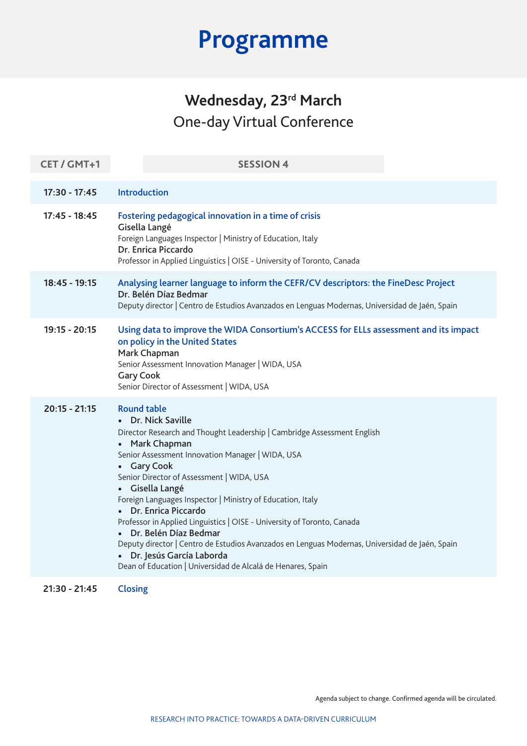# Programme

## Wednesday, 23rd March

One-day Virtual Conference

| CET / GMT+1 | SESSION 4 |
|---|---|
| 17:30 - 17:45 | Introduction |
| 17:45 - 18:45 | Fostering pedagogical innovation in a time of crisis<br>**Gisella Langé**<br>Foreign Languages Inspector \| Ministry of Education, Italy<br>**Dr. Enrica Piccardo**<br>Professor in Applied Linguistics \| OISE - University of Toronto, Canada |
| 18:45 - 19:15 | Analysing learner language to inform the CEFR/CV descriptors: the FineDesc Project<br>**Dr. Belén Díaz Bedmar**<br>Deputy director \| Centro de Estudios Avanzados en Lenguas Modernas, Universidad de Jaén, Spain |
| 19:15 - 20:15 | Using data to improve the WIDA Consortium's ACCESS for ELLs assessment and its impact on policy in the United States<br>**Mark Chapman**<br>Senior Assessment Innovation Manager \| WIDA, USA<br>**Gary Cook**<br>Senior Director of Assessment \| WIDA, USA |
| 20:15 - 21:15 | Round table<br>• **Dr. Nick Saville**<br>Director Research and Thought Leadership \| Cambridge Assessment English<br>• **Mark Chapman**<br>Senior Assessment Innovation Manager \| WIDA, USA<br>• **Gary Cook**<br>Senior Director of Assessment \| WIDA, USA<br>• **Gisella Langé**<br>Foreign Languages Inspector \| Ministry of Education, Italy<br>• **Dr. Enrica Piccardo**<br>Professor in Applied Linguistics \| OISE - University of Toronto, Canada<br>• **Dr. Belén Díaz Bedmar**<br>Deputy director \| Centro de Estudios Avanzados en Lenguas Modernas, Universidad de Jaén, Spain<br>• **Dr. Jesús García Laborda**<br>Dean of Education \| Universidad de Alcalá de Henares, Spain |
| 21:30 - 21:45 | Closing |

Agenda subject to change. Confirmed agenda will be circulated.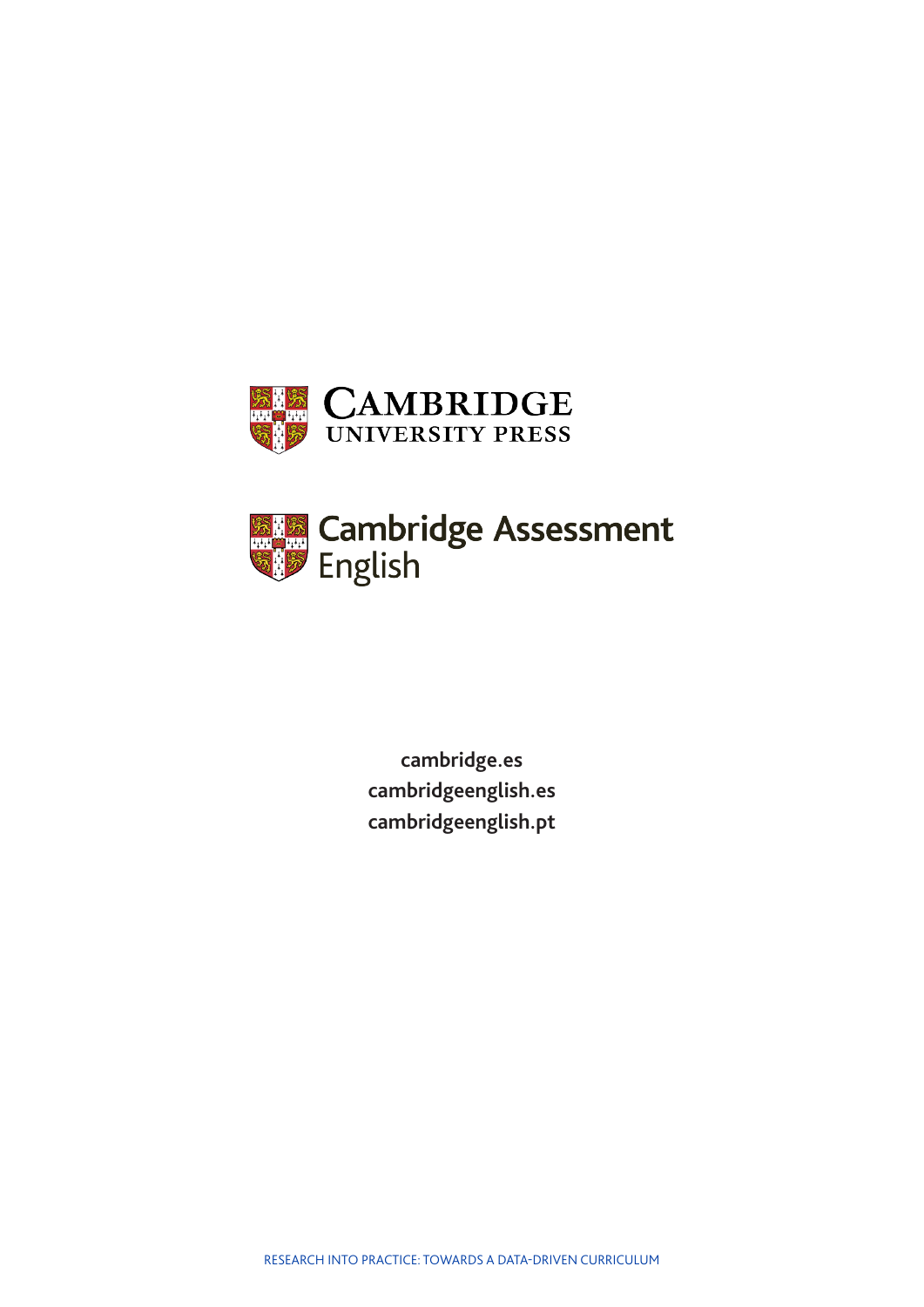CAMBRIDGE UNIVERSITY PRESS

Cambridge Assessment English

**cambridge.es**
**cambridgeenglish.es**
**cambridgeenglish.pt**